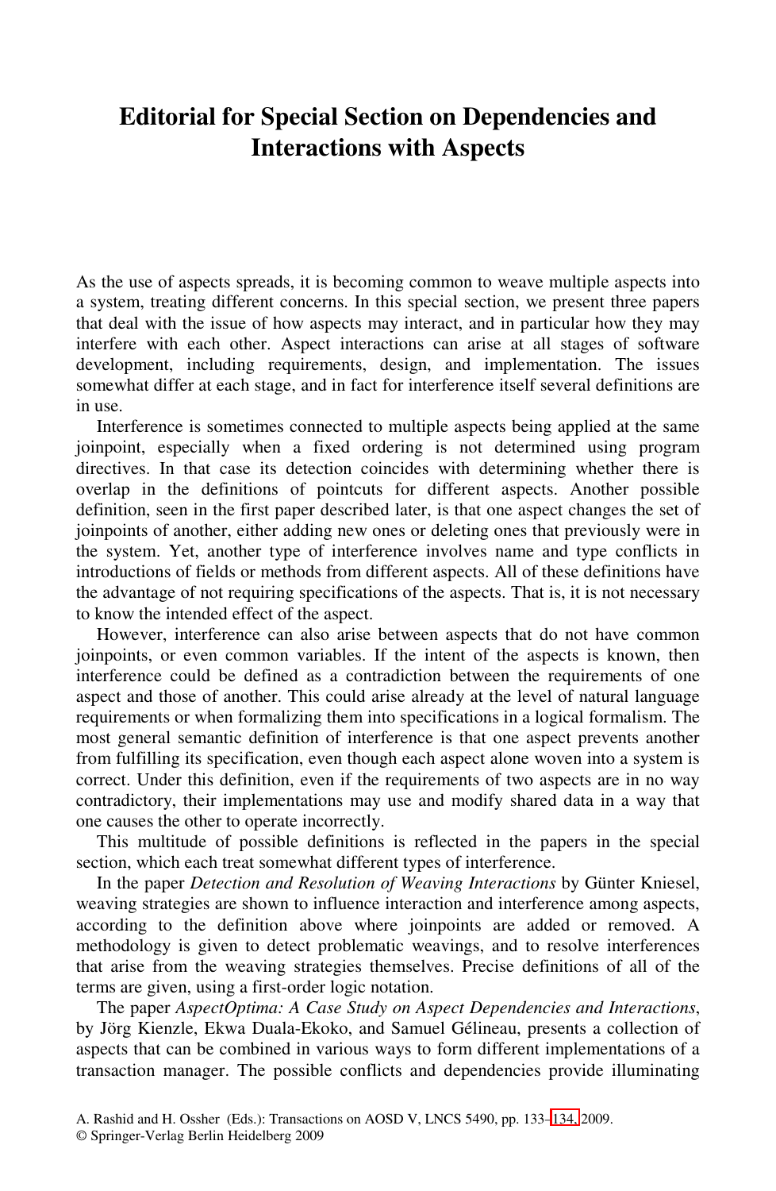# Editorial for Special Section on Dependencies and Interactions with Aspects

As the use of aspects spreads, it is becoming common to weave multiple aspects into a system, treating different concerns. In this special section, we present three papers that deal with the issue of how aspects may interact, and in particular how they may interfere with each other. Aspect interactions can arise at all stages of software development, including requirements, design, and implementation. The issues somewhat differ at each stage, and in fact for interference itself several definitions are in use.

Interference is sometimes connected to multiple aspects being applied at the same joinpoint, especially when a fixed ordering is not determined using program directives. In that case its detection coincides with determining whether there is overlap in the definitions of pointcuts for different aspects. Another possible definition, seen in the first paper described later, is that one aspect changes the set of joinpoints of another, either adding new ones or deleting ones that previously were in the system. Yet, another type of interference involves name and type conflicts in introductions of fields or methods from different aspects. All of these definitions have the advantage of not requiring specifications of the aspects. That is, it is not necessary to know the intended effect of the aspect.

However, interference can also arise between aspects that do not have common joinpoints, or even common variables. If the intent of the aspects is known, then interference could be defined as a contradiction between the requirements of one aspect and those of another. This could arise already at the level of natural language requirements or when formalizing them into specifications in a logical formalism. The most general semantic definition of interference is that one aspect prevents another from fulfilling its specification, even though each aspect alone woven into a system is correct. Under this definition, even if the requirements of two aspects are in no way contradictory, their implementations may use and modify shared data in a way that one causes the other to operate incorrectly.

This multitude of possible definitions is reflected in the papers in the special section, which each treat somewhat different types of interference.

In the paper *Detection and Resolution of Weaving Interactions* by Günter Kniesel, weaving strategies are shown to influence interaction and interference among aspects, according to the definition above where joinpoints are added or removed. A methodology is given to detect problematic weavings, and to resolve interferences that arise from the weaving strategies themselves. Precise definitions of all of the terms are given, using a first-order logic notation.

The paper *AspectOptima: A Case Study on Aspect Dependencies and Interactions*, by Jörg Kienzle, Ekwa Duala-Ekoko, and Samuel Gélineau, presents a collection of aspects that can be combined in various ways to form different implementations of a transaction manager. The possible conflicts and dependencies provide illuminating

A. Rashid and H. Ossher (Eds.): Transactions on AOSD V, LNCS 5490, pp. 133–134, 2009.
© Springer-Verlag Berlin Heidelberg 2009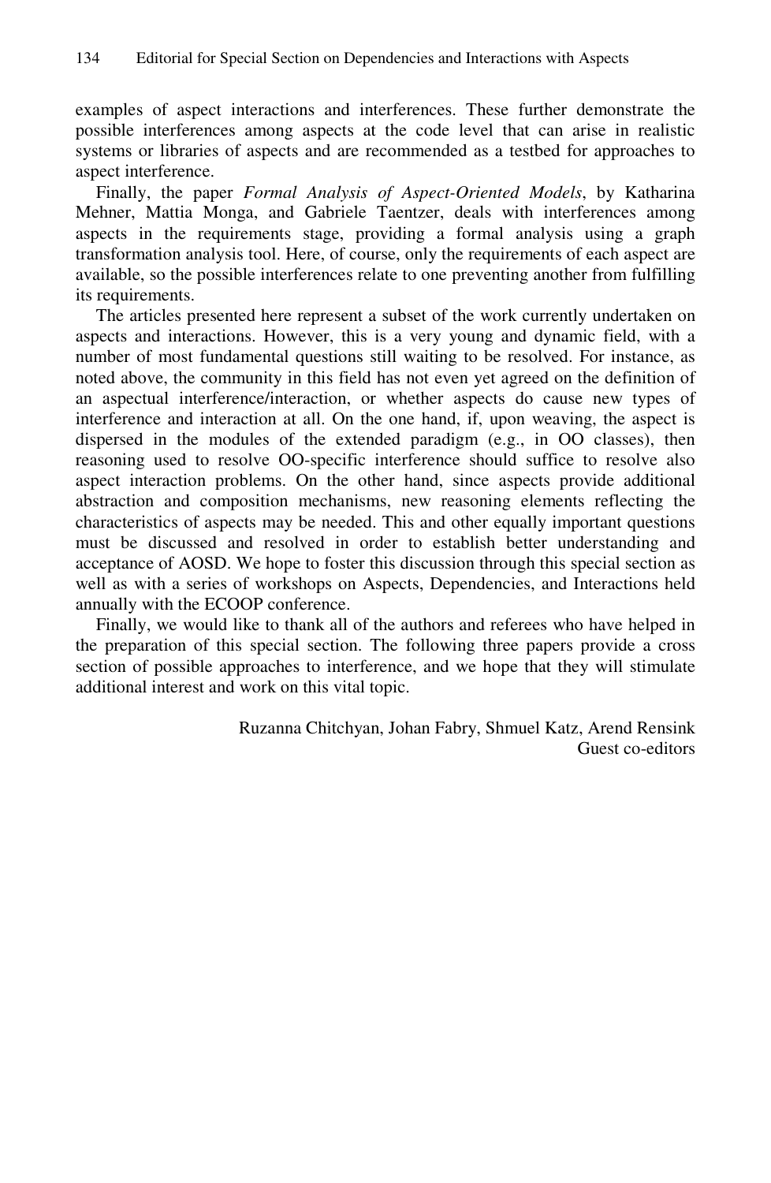examples of aspect interactions and interferences. These further demonstrate the possible interferences among aspects at the code level that can arise in realistic systems or libraries of aspects and are recommended as a testbed for approaches to aspect interference.

Finally, the paper *Formal Analysis of Aspect-Oriented Models*, by Katharina Mehner, Mattia Monga, and Gabriele Taentzer, deals with interferences among aspects in the requirements stage, providing a formal analysis using a graph transformation analysis tool. Here, of course, only the requirements of each aspect are available, so the possible interferences relate to one preventing another from fulfilling its requirements.

The articles presented here represent a subset of the work currently undertaken on aspects and interactions. However, this is a very young and dynamic field, with a number of most fundamental questions still waiting to be resolved. For instance, as noted above, the community in this field has not even yet agreed on the definition of an aspectual interference/interaction, or whether aspects do cause new types of interference and interaction at all. On the one hand, if, upon weaving, the aspect is dispersed in the modules of the extended paradigm (e.g., in OO classes), then reasoning used to resolve OO-specific interference should suffice to resolve also aspect interaction problems. On the other hand, since aspects provide additional abstraction and composition mechanisms, new reasoning elements reflecting the characteristics of aspects may be needed. This and other equally important questions must be discussed and resolved in order to establish better understanding and acceptance of AOSD. We hope to foster this discussion through this special section as well as with a series of workshops on Aspects, Dependencies, and Interactions held annually with the ECOOP conference.

Finally, we would like to thank all of the authors and referees who have helped in the preparation of this special section. The following three papers provide a cross section of possible approaches to interference, and we hope that they will stimulate additional interest and work on this vital topic.

Ruzanna Chitchyan, Johan Fabry, Shmuel Katz, Arend Rensink
Guest co-editors